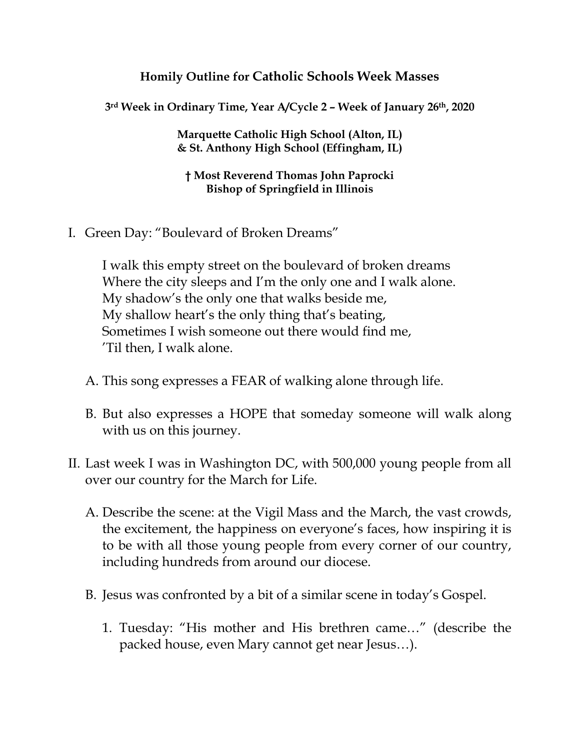# Homily Outline for Catholic Schools Week Masses

**3rd Week in Ordinary Time, Year A/Cycle 2 – Week of January 26th, 2020**

**Marquette Catholic High School (Alton, IL)**
**& St. Anthony High School (Effingham, IL)**

**† Most Reverend Thomas John Paprocki**
**Bishop of Springfield in Illinois**

I. Green Day: "Boulevard of Broken Dreams"

> I walk this empty street on the boulevard of broken dreams
> Where the city sleeps and I'm the only one and I walk alone.
> My shadow's the only one that walks beside me,
> My shallow heart's the only thing that's beating,
> Sometimes I wish someone out there would find me,
> 'Til then, I walk alone.

- A. This song expresses a FEAR of walking alone through life.
- B. But also expresses a HOPE that someday someone will walk along with us on this journey.

II. Last week I was in Washington DC, with 500,000 young people from all over our country for the March for Life.

- A. Describe the scene: at the Vigil Mass and the March, the vast crowds, the excitement, the happiness on everyone's faces, how inspiring it is to be with all those young people from every corner of our country, including hundreds from around our diocese.
- B. Jesus was confronted by a bit of a similar scene in today's Gospel.
  1. Tuesday: "His mother and His brethren came…" (describe the packed house, even Mary cannot get near Jesus…).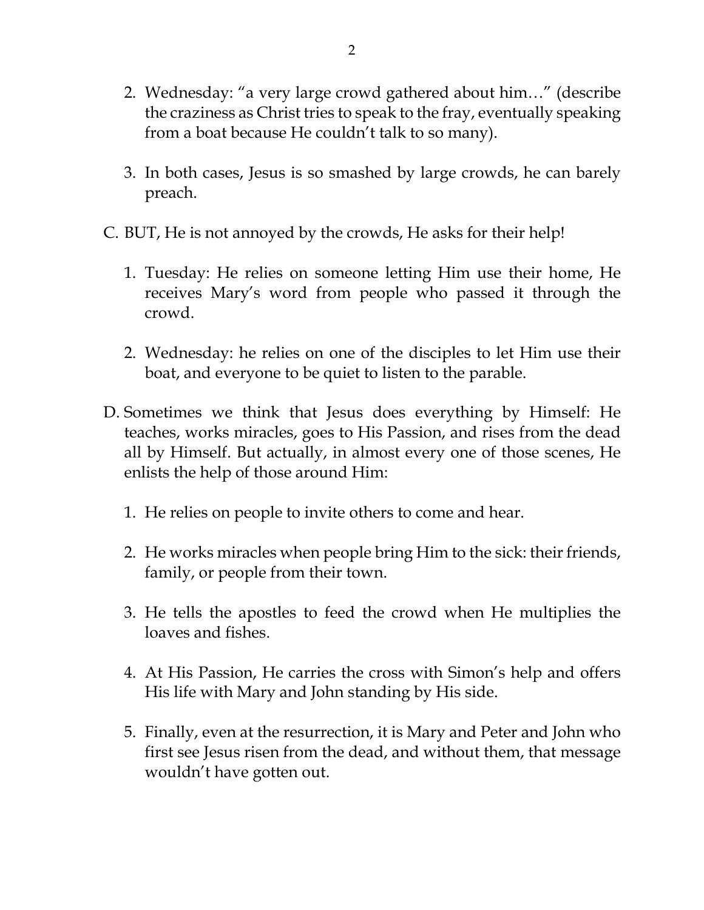2. Wednesday: "a very large crowd gathered about him…" (describe the craziness as Christ tries to speak to the fray, eventually speaking from a boat because He couldn't talk to so many).

3. In both cases, Jesus is so smashed by large crowds, he can barely preach.

C. BUT, He is not annoyed by the crowds, He asks for their help!

1. Tuesday: He relies on someone letting Him use their home, He receives Mary's word from people who passed it through the crowd.

2. Wednesday: he relies on one of the disciples to let Him use their boat, and everyone to be quiet to listen to the parable.

D. Sometimes we think that Jesus does everything by Himself: He teaches, works miracles, goes to His Passion, and rises from the dead all by Himself. But actually, in almost every one of those scenes, He enlists the help of those around Him:

1. He relies on people to invite others to come and hear.

2. He works miracles when people bring Him to the sick: their friends, family, or people from their town.

3. He tells the apostles to feed the crowd when He multiplies the loaves and fishes.

4. At His Passion, He carries the cross with Simon's help and offers His life with Mary and John standing by His side.

5. Finally, even at the resurrection, it is Mary and Peter and John who first see Jesus risen from the dead, and without them, that message wouldn't have gotten out.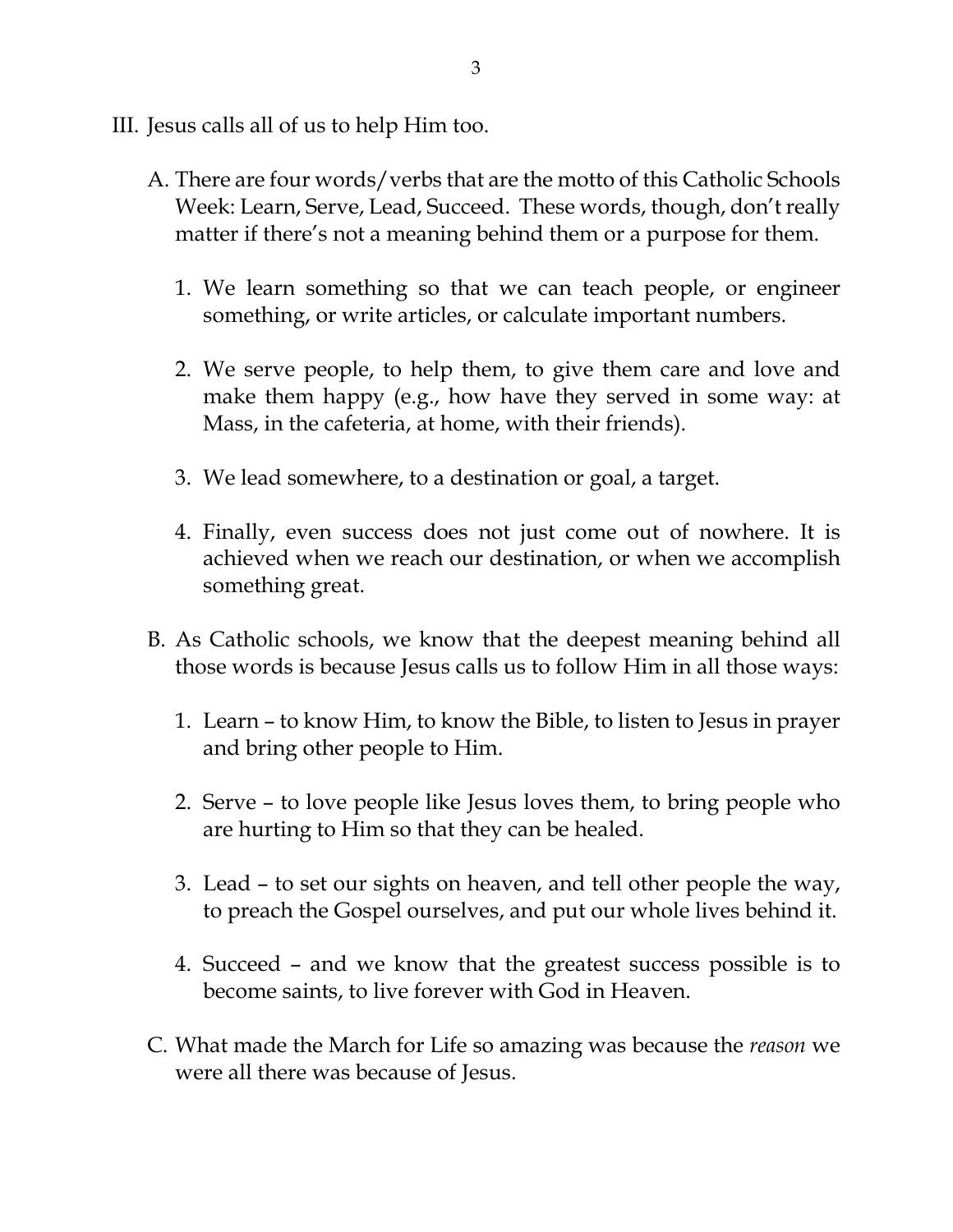III. Jesus calls all of us to help Him too.

A. There are four words/verbs that are the motto of this Catholic Schools Week: Learn, Serve, Lead, Succeed. These words, though, don't really matter if there's not a meaning behind them or a purpose for them.

1. We learn something so that we can teach people, or engineer something, or write articles, or calculate important numbers.

2. We serve people, to help them, to give them care and love and make them happy (e.g., how have they served in some way: at Mass, in the cafeteria, at home, with their friends).

3. We lead somewhere, to a destination or goal, a target.

4. Finally, even success does not just come out of nowhere. It is achieved when we reach our destination, or when we accomplish something great.

B. As Catholic schools, we know that the deepest meaning behind all those words is because Jesus calls us to follow Him in all those ways:

1. Learn – to know Him, to know the Bible, to listen to Jesus in prayer and bring other people to Him.

2. Serve – to love people like Jesus loves them, to bring people who are hurting to Him so that they can be healed.

3. Lead – to set our sights on heaven, and tell other people the way, to preach the Gospel ourselves, and put our whole lives behind it.

4. Succeed – and we know that the greatest success possible is to become saints, to live forever with God in Heaven.

C. What made the March for Life so amazing was because the *reason* we were all there was because of Jesus.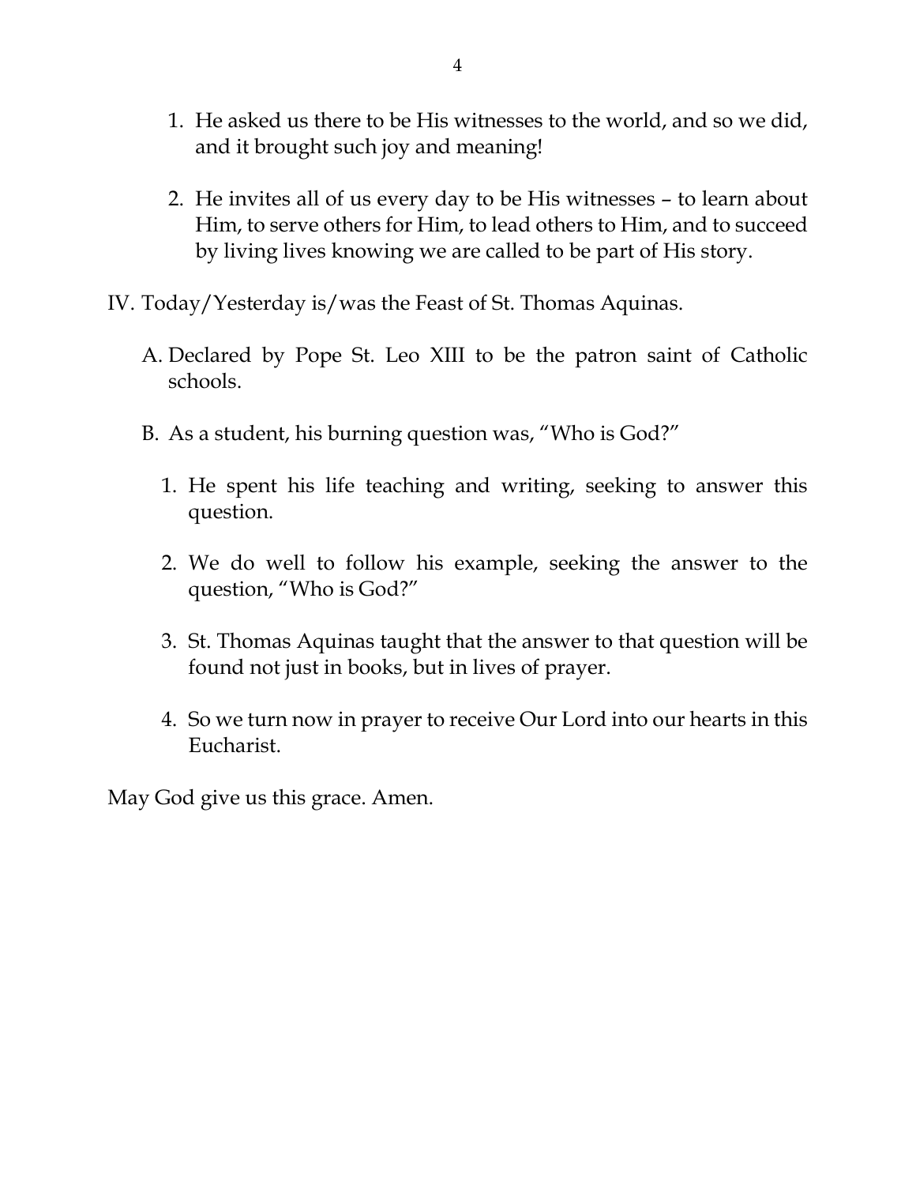1. He asked us there to be His witnesses to the world, and so we did, and it brought such joy and meaning!

2. He invites all of us every day to be His witnesses – to learn about Him, to serve others for Him, to lead others to Him, and to succeed by living lives knowing we are called to be part of His story.

IV. Today/Yesterday is/was the Feast of St. Thomas Aquinas.

A. Declared by Pope St. Leo XIII to be the patron saint of Catholic schools.

B. As a student, his burning question was, "Who is God?"

1. He spent his life teaching and writing, seeking to answer this question.

2. We do well to follow his example, seeking the answer to the question, "Who is God?"

3. St. Thomas Aquinas taught that the answer to that question will be found not just in books, but in lives of prayer.

4. So we turn now in prayer to receive Our Lord into our hearts in this Eucharist.

May God give us this grace. Amen.